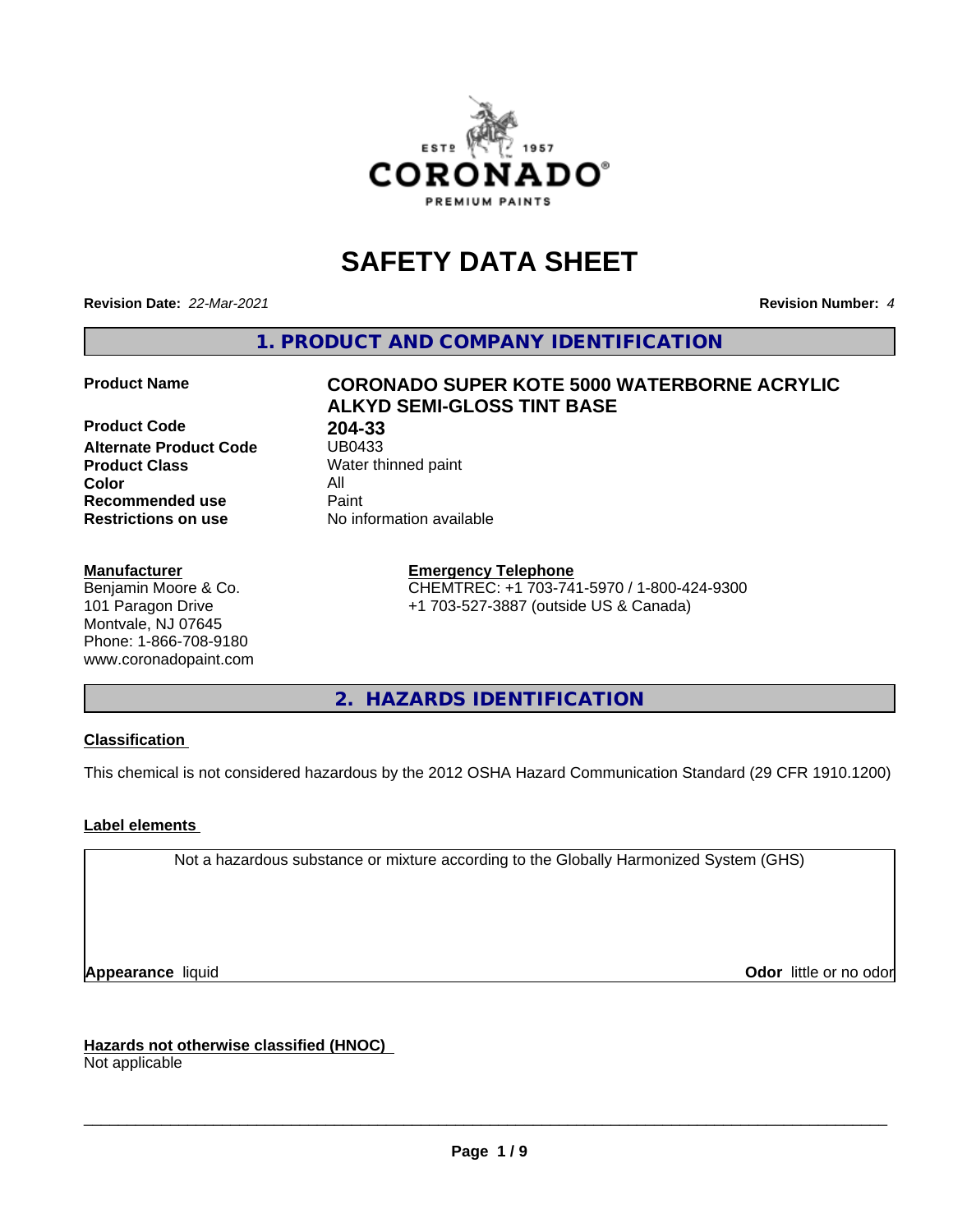# SAFETY DATA SHEET

**Revision Date:** *22-Mar-2021*

**Revision Number:** *4*

## 1. PRODUCT AND COMPANY IDENTIFICATION

| | |
|---|---|
| **Product Name** | **CORONADO SUPER KOTE 5000 WATERBORNE ACRYLIC ALKYD SEMI-GLOSS TINT BASE** |
| **Product Code** | **204-33** |
| **Alternate Product Code** | UB0433 |
| **Product Class** | Water thinned paint |
| **Color** | All |
| **Recommended use** | Paint |
| **Restrictions on use** | No information available |

**Manufacturer**
Benjamin Moore & Co.
101 Paragon Drive
Montvale, NJ 07645
Phone: 1-866-708-9180
www.coronadopaint.com

**Emergency Telephone**
CHEMTREC: +1 703-741-5970 / 1-800-424-9300
+1 703-527-3887 (outside US & Canada)

## 2. HAZARDS IDENTIFICATION

**Classification**

This chemical is not considered hazardous by the 2012 OSHA Hazard Communication Standard (29 CFR 1910.1200)

**Label elements**

Not a hazardous substance or mixture according to the Globally Harmonized System (GHS)

**Appearance** liquid

**Odor** little or no odor

**Hazards not otherwise classified (HNOC)**
Not applicable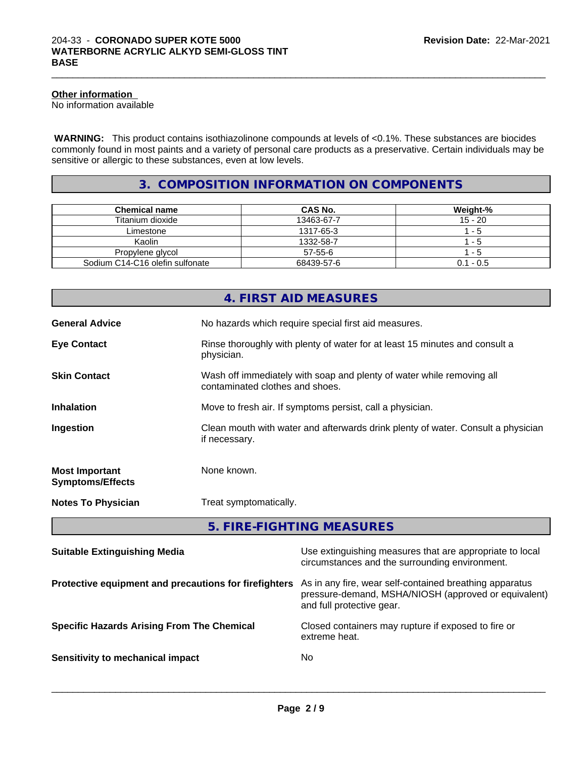#### Other information

No information available

**WARNING:** This product contains isothiazolinone compounds at levels of <0.1%. These substances are biocides commonly found in most paints and a variety of personal care products as a preservative. Certain individuals may be sensitive or allergic to these substances, even at low levels.

## 3. COMPOSITION INFORMATION ON COMPONENTS

| Chemical name | CAS No. | Weight-% |
|---|---|---|
| Titanium dioxide | 13463-67-7 | 15 - 20 |
| Limestone | 1317-65-3 | 1 - 5 |
| Kaolin | 1332-58-7 | 1 - 5 |
| Propylene glycol | 57-55-6 | 1 - 5 |
| Sodium C14-C16 olefin sulfonate | 68439-57-6 | 0.1 - 0.5 |

## 4. FIRST AID MEASURES

**General Advice** No hazards which require special first aid measures.

**Eye Contact** Rinse thoroughly with plenty of water for at least 15 minutes and consult a physician.

**Skin Contact** Wash off immediately with soap and plenty of water while removing all contaminated clothes and shoes.

**Inhalation** Move to fresh air. If symptoms persist, call a physician.

**Ingestion** Clean mouth with water and afterwards drink plenty of water. Consult a physician if necessary.

**Most Important Symptoms/Effects** None known.

**Notes To Physician** Treat symptomatically.

## 5. FIRE-FIGHTING MEASURES

**Suitable Extinguishing Media** Use extinguishing measures that are appropriate to local circumstances and the surrounding environment.

**Protective equipment and precautions for firefighters** As in any fire, wear self-contained breathing apparatus pressure-demand, MSHA/NIOSH (approved or equivalent) and full protective gear.

**Specific Hazards Arising From The Chemical** Closed containers may rupture if exposed to fire or extreme heat.

**Sensitivity to mechanical impact** No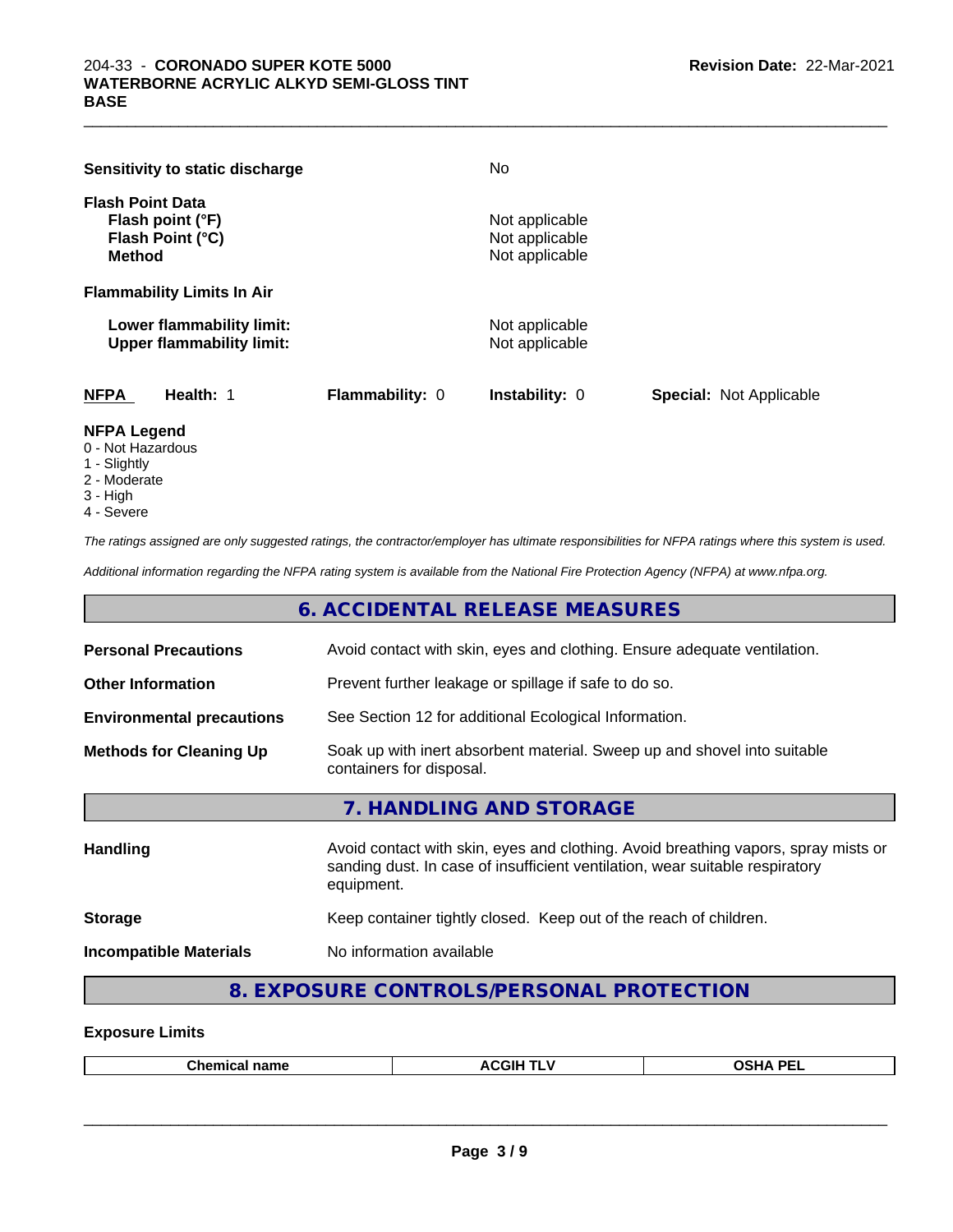**Sensitivity to static discharge** No

**Flash Point Data**

| | |
|---|---|
| **Flash point (°F)** | Not applicable |
| **Flash Point (°C)** | Not applicable |
| **Method** | Not applicable |

**Flammability Limits In Air**

| | |
|---|---|
| **Lower flammability limit:** | Not applicable |
| **Upper flammability limit:** | Not applicable |

| **NFPA** | **Health:** 1 | **Flammability:** 0 | **Instability:** 0 | **Special:** Not Applicable |
|---|---|---|---|---|

**NFPA Legend**

- 0 - Not Hazardous
- 1 - Slightly
- 2 - Moderate
- 3 - High
- 4 - Severe

*The ratings assigned are only suggested ratings, the contractor/employer has ultimate responsibilities for NFPA ratings where this system is used.*

*Additional information regarding the NFPA rating system is available from the National Fire Protection Agency (NFPA) at www.nfpa.org.*

## 6. ACCIDENTAL RELEASE MEASURES

| | |
|---|---|
| **Personal Precautions** | Avoid contact with skin, eyes and clothing. Ensure adequate ventilation. |
| **Other Information** | Prevent further leakage or spillage if safe to do so. |
| **Environmental precautions** | See Section 12 for additional Ecological Information. |
| **Methods for Cleaning Up** | Soak up with inert absorbent material. Sweep up and shovel into suitable containers for disposal. |

## 7. HANDLING AND STORAGE

| | |
|---|---|
| **Handling** | Avoid contact with skin, eyes and clothing. Avoid breathing vapors, spray mists or sanding dust. In case of insufficient ventilation, wear suitable respiratory equipment. |
| **Storage** | Keep container tightly closed. Keep out of the reach of children. |
| **Incompatible Materials** | No information available |

## 8. EXPOSURE CONTROLS/PERSONAL PROTECTION

**Exposure Limits**

| Chemical name | ACGIH TLV | OSHA PEL |
|---|---|---|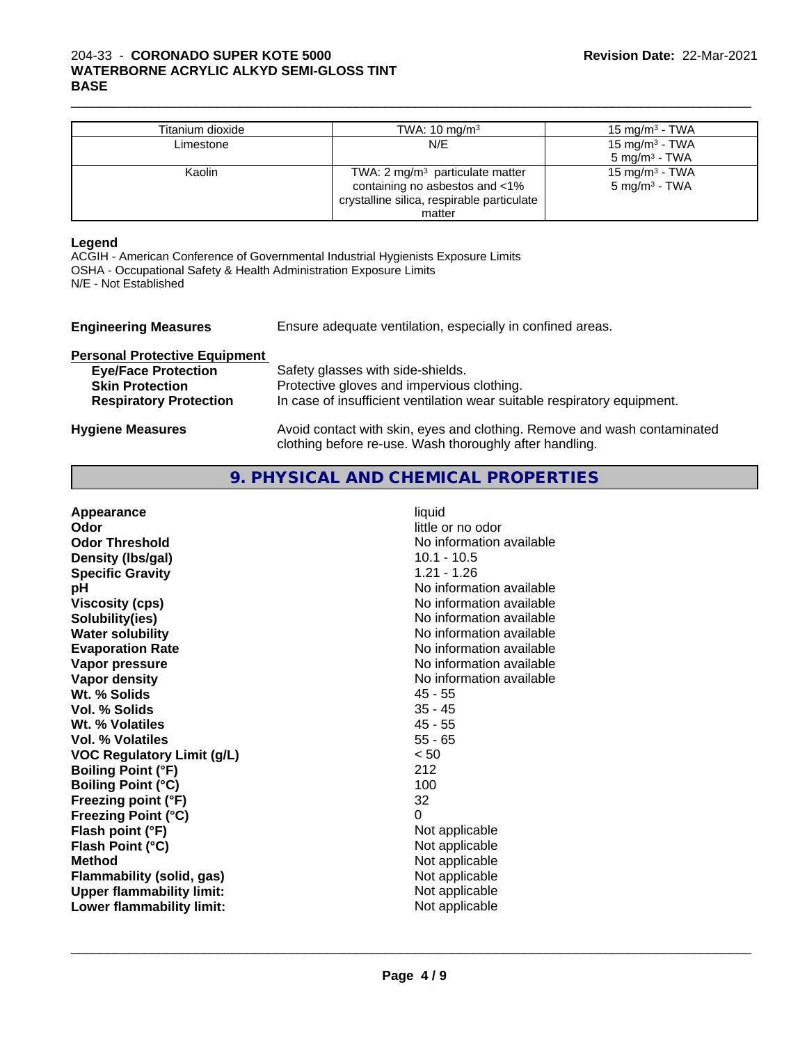| Titanium dioxide | TWA: 10 mg/m³ | 15 mg/m³ - TWA |
|---|---|---|
| Limestone | N/E | 15 mg/m³ - TWA<br>5 mg/m³ - TWA |
| Kaolin | TWA: 2 mg/m³ particulate matter containing no asbestos and <1% crystalline silica, respirable particulate matter | 15 mg/m³ - TWA<br>5 mg/m³ - TWA |

**Legend**

ACGIH - American Conference of Governmental Industrial Hygienists Exposure Limits
OSHA - Occupational Safety & Health Administration Exposure Limits
N/E - Not Established

**Engineering Measures** Ensure adequate ventilation, especially in confined areas.

**Personal Protective Equipment**

- **Eye/Face Protection** Safety glasses with side-shields.
- **Skin Protection** Protective gloves and impervious clothing.
- **Respiratory Protection** In case of insufficient ventilation wear suitable respiratory equipment.

**Hygiene Measures** Avoid contact with skin, eyes and clothing. Remove and wash contaminated clothing before re-use. Wash thoroughly after handling.

## 9. PHYSICAL AND CHEMICAL PROPERTIES

| | |
|---|---|
| **Appearance** | liquid |
| **Odor** | little or no odor |
| **Odor Threshold** | No information available |
| **Density (lbs/gal)** | 10.1 - 10.5 |
| **Specific Gravity** | 1.21 - 1.26 |
| **pH** | No information available |
| **Viscosity (cps)** | No information available |
| **Solubility(ies)** | No information available |
| **Water solubility** | No information available |
| **Evaporation Rate** | No information available |
| **Vapor pressure** | No information available |
| **Vapor density** | No information available |
| **Wt. % Solids** | 45 - 55 |
| **Vol. % Solids** | 35 - 45 |
| **Wt. % Volatiles** | 45 - 55 |
| **Vol. % Volatiles** | 55 - 65 |
| **VOC Regulatory Limit (g/L)** | < 50 |
| **Boiling Point (°F)** | 212 |
| **Boiling Point (°C)** | 100 |
| **Freezing point (°F)** | 32 |
| **Freezing Point (°C)** | 0 |
| **Flash point (°F)** | Not applicable |
| **Flash Point (°C)** | Not applicable |
| **Method** | Not applicable |
| **Flammability (solid, gas)** | Not applicable |
| **Upper flammability limit:** | Not applicable |
| **Lower flammability limit:** | Not applicable |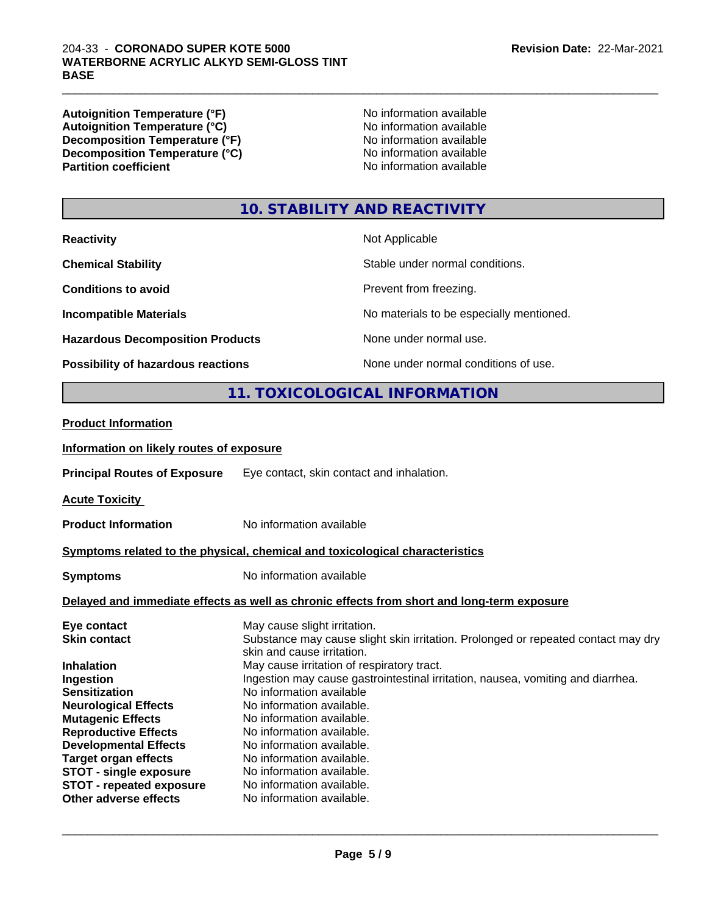| | |
|---|---|
| **Autoignition Temperature (°F)** | No information available |
| **Autoignition Temperature (°C)** | No information available |
| **Decomposition Temperature (°F)** | No information available |
| **Decomposition Temperature (°C)** | No information available |
| **Partition coefficient** | No information available |

## 10. STABILITY AND REACTIVITY

| | |
|---|---|
| **Reactivity** | Not Applicable |
| **Chemical Stability** | Stable under normal conditions. |
| **Conditions to avoid** | Prevent from freezing. |
| **Incompatible Materials** | No materials to be especially mentioned. |
| **Hazardous Decomposition Products** | None under normal use. |
| **Possibility of hazardous reactions** | None under normal conditions of use. |

## 11. TOXICOLOGICAL INFORMATION

**Product Information**

**Information on likely routes of exposure**

**Principal Routes of Exposure** Eye contact, skin contact and inhalation.

**Acute Toxicity**

**Product Information** No information available

**Symptoms related to the physical, chemical and toxicological characteristics**

**Symptoms** No information available

**Delayed and immediate effects as well as chronic effects from short and long-term exposure**

| | |
|---|---|
| **Eye contact** | May cause slight irritation. |
| **Skin contact** | Substance may cause slight skin irritation. Prolonged or repeated contact may dry skin and cause irritation. |
| **Inhalation** | May cause irritation of respiratory tract. |
| **Ingestion** | Ingestion may cause gastrointestinal irritation, nausea, vomiting and diarrhea. |
| **Sensitization** | No information available |
| **Neurological Effects** | No information available. |
| **Mutagenic Effects** | No information available. |
| **Reproductive Effects** | No information available. |
| **Developmental Effects** | No information available. |
| **Target organ effects** | No information available. |
| **STOT - single exposure** | No information available. |
| **STOT - repeated exposure** | No information available. |
| **Other adverse effects** | No information available. |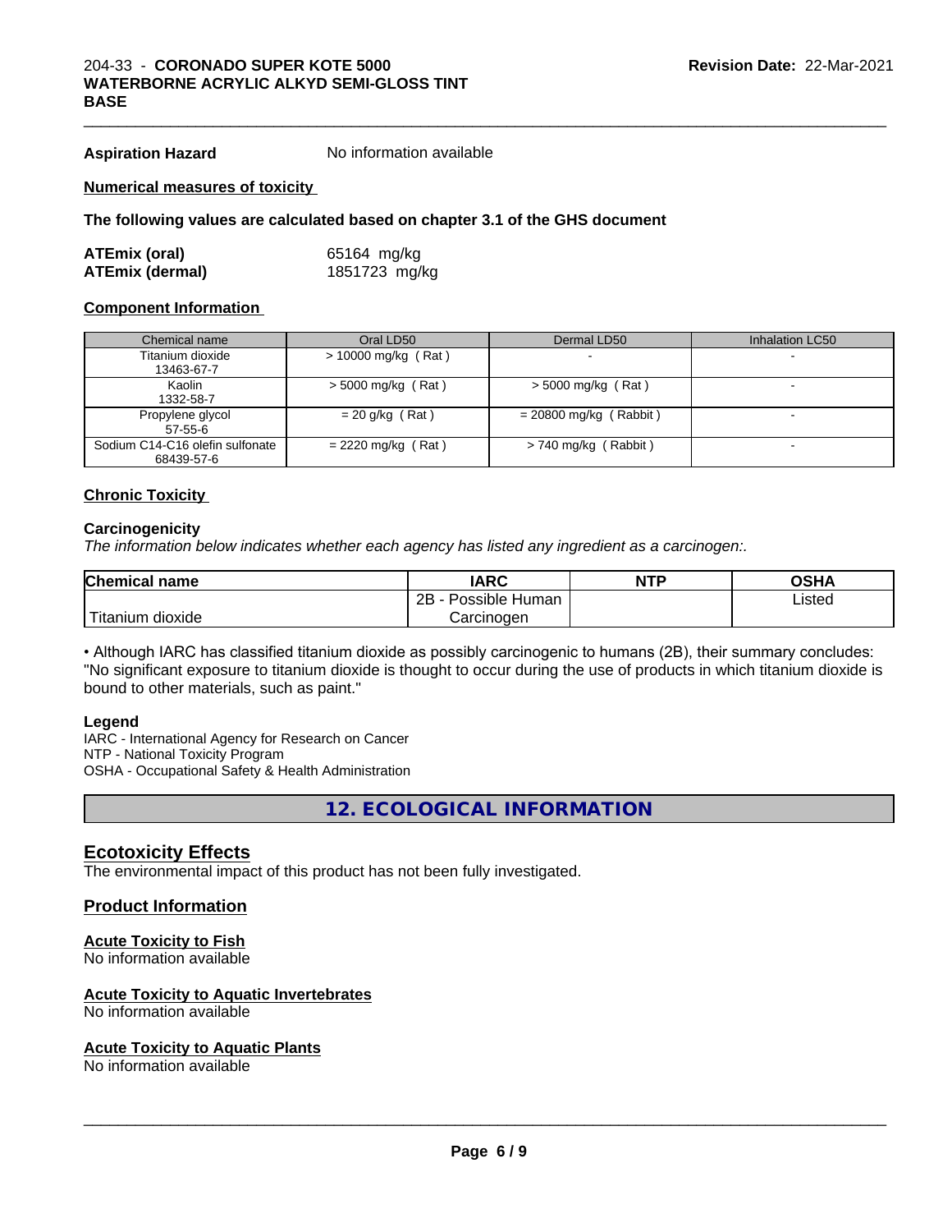**Aspiration Hazard** No information available

**Numerical measures of toxicity**

**The following values are calculated based on chapter 3.1 of the GHS document**

**ATEmix (oral)** 65164 mg/kg
**ATEmix (dermal)** 1851723 mg/kg

**Component Information**

| Chemical name | Oral LD50 | Dermal LD50 | Inhalation LC50 |
|---|---|---|---|
| Titanium dioxide 13463-67-7 | > 10000 mg/kg ( Rat ) | - | - |
| Kaolin 1332-58-7 | > 5000 mg/kg ( Rat ) | > 5000 mg/kg ( Rat ) | - |
| Propylene glycol 57-55-6 | = 20 g/kg ( Rat ) | = 20800 mg/kg ( Rabbit ) | - |
| Sodium C14-C16 olefin sulfonate 68439-57-6 | = 2220 mg/kg ( Rat ) | > 740 mg/kg ( Rabbit ) | - |

**Chronic Toxicity**

**Carcinogenicity**

*The information below indicates whether each agency has listed any ingredient as a carcinogen:.*

| Chemical name | IARC | NTP | OSHA |
|---|---|---|---|
| Titanium dioxide | 2B - Possible Human Carcinogen | | Listed |

• Although IARC has classified titanium dioxide as possibly carcinogenic to humans (2B), their summary concludes: "No significant exposure to titanium dioxide is thought to occur during the use of products in which titanium dioxide is bound to other materials, such as paint."

**Legend**

IARC - International Agency for Research on Cancer
NTP - National Toxicity Program
OSHA - Occupational Safety & Health Administration

## 12. ECOLOGICAL INFORMATION

## Ecotoxicity Effects

The environmental impact of this product has not been fully investigated.

### Product Information

**Acute Toxicity to Fish**
No information available

**Acute Toxicity to Aquatic Invertebrates**
No information available

**Acute Toxicity to Aquatic Plants**
No information available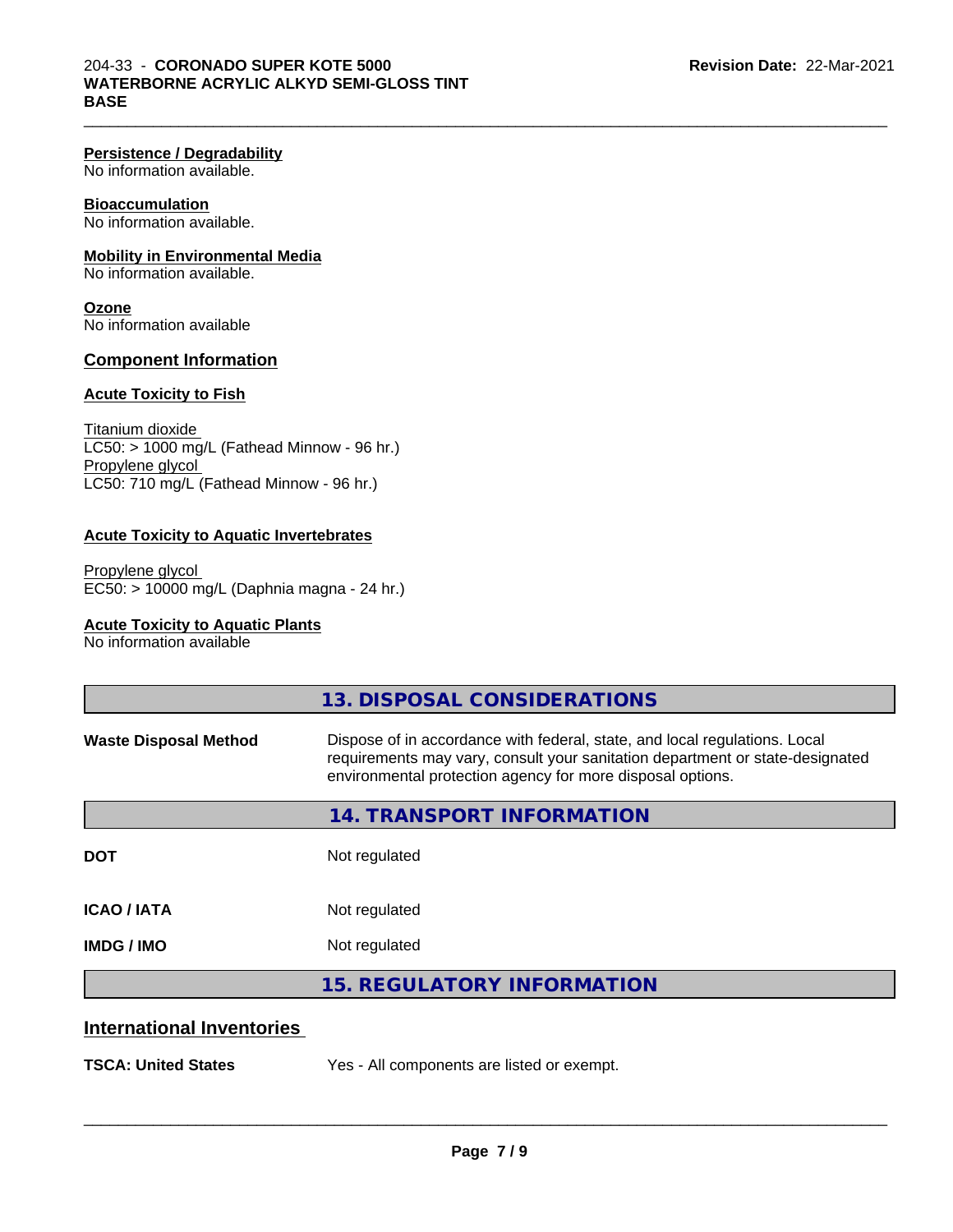### Persistence / Degradability
No information available.

### Bioaccumulation
No information available.

### Mobility in Environmental Media
No information available.

### Ozone
No information available

## Component Information

### Acute Toxicity to Fish

Titanium dioxide
LC50: > 1000 mg/L (Fathead Minnow - 96 hr.)
Propylene glycol
LC50: 710 mg/L (Fathead Minnow - 96 hr.)

### Acute Toxicity to Aquatic Invertebrates

Propylene glycol
EC50: > 10000 mg/L (Daphnia magna - 24 hr.)

### Acute Toxicity to Aquatic Plants
No information available

## 13. DISPOSAL CONSIDERATIONS

| | |
|---|---|
| **Waste Disposal Method** | Dispose of in accordance with federal, state, and local regulations. Local requirements may vary, consult your sanitation department or state-designated environmental protection agency for more disposal options. |

## 14. TRANSPORT INFORMATION

| | |
|---|---|
| **DOT** | Not regulated |
| **ICAO / IATA** | Not regulated |
| **IMDG / IMO** | Not regulated |

## 15. REGULATORY INFORMATION

### International Inventories

| | |
|---|---|
| **TSCA: United States** | Yes - All components are listed or exempt. |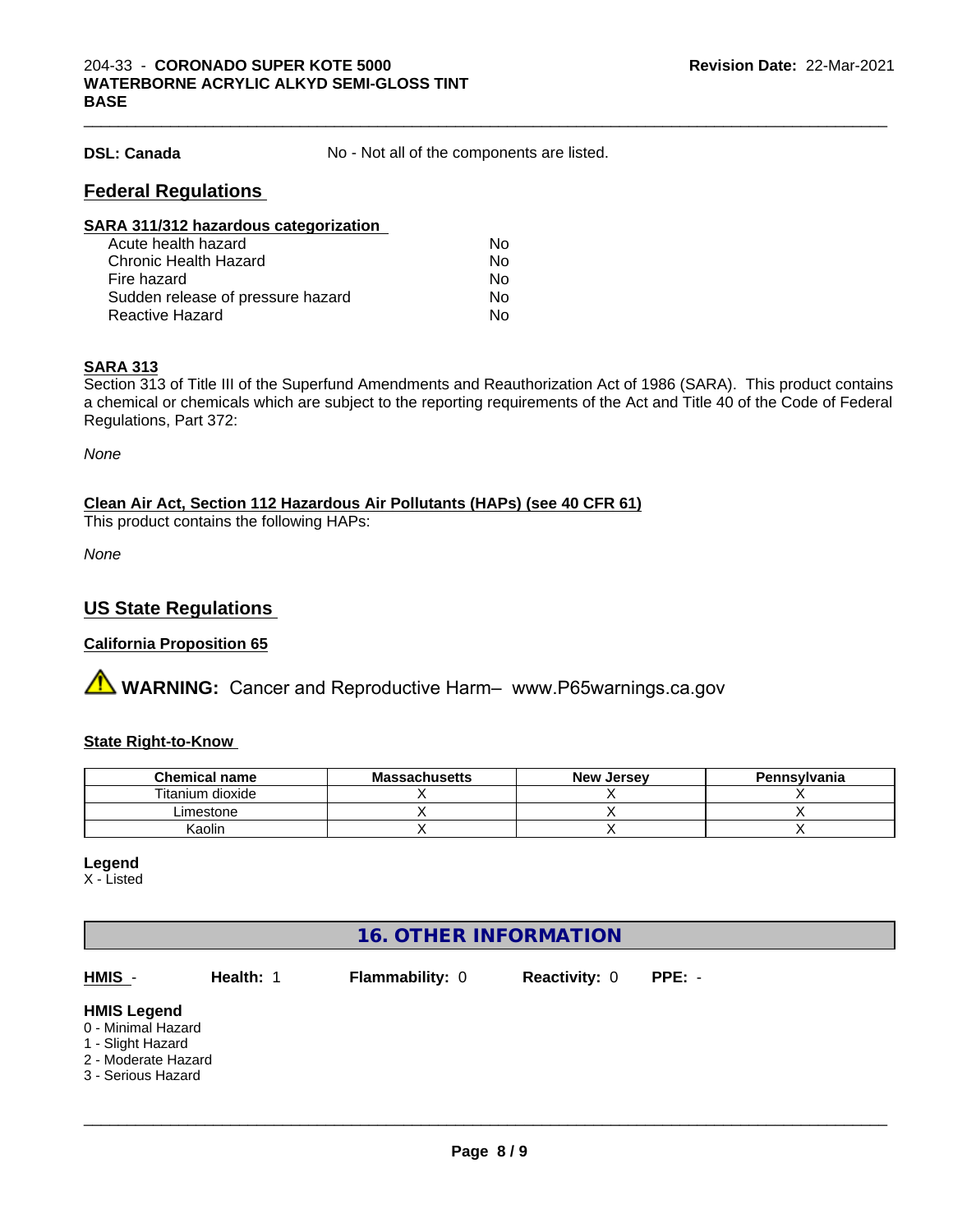**DSL: Canada** No - Not all of the components are listed.

## Federal Regulations

**SARA 311/312 hazardous categorization**

| | |
|---|---|
| Acute health hazard | No |
| Chronic Health Hazard | No |
| Fire hazard | No |
| Sudden release of pressure hazard | No |
| Reactive Hazard | No |

**SARA 313**

Section 313 of Title III of the Superfund Amendments and Reauthorization Act of 1986 (SARA). This product contains a chemical or chemicals which are subject to the reporting requirements of the Act and Title 40 of the Code of Federal Regulations, Part 372:

*None*

**Clean Air Act, Section 112 Hazardous Air Pollutants (HAPs) (see 40 CFR 61)**

This product contains the following HAPs:

*None*

## US State Regulations

**California Proposition 65**

⚠ **WARNING:** Cancer and Reproductive Harm– www.P65warnings.ca.gov

**State Right-to-Know**

| Chemical name | Massachusetts | New Jersey | Pennsylvania |
|---|---|---|---|
| Titanium dioxide | X | X | X |
| Limestone | X | X | X |
| Kaolin | X | X | X |

**Legend**

X - Listed

## 16. OTHER INFORMATION

**HMIS** - **Health:** 1 **Flammability:** 0 **Reactivity:** 0 **PPE:** -

**HMIS Legend**

0 - Minimal Hazard
1 - Slight Hazard
2 - Moderate Hazard
3 - Serious Hazard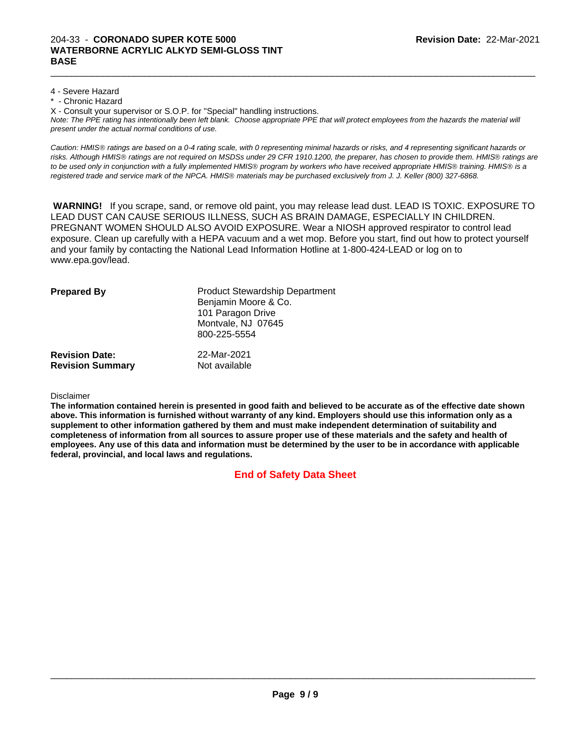4 - Severe Hazard
* - Chronic Hazard
X - Consult your supervisor or S.O.P. for "Special" handling instructions.

*Note: The PPE rating has intentionally been left blank. Choose appropriate PPE that will protect employees from the hazards the material will present under the actual normal conditions of use.*

*Caution: HMIS® ratings are based on a 0-4 rating scale, with 0 representing minimal hazards or risks, and 4 representing significant hazards or risks. Although HMIS® ratings are not required on MSDSs under 29 CFR 1910.1200, the preparer, has chosen to provide them. HMIS® ratings are to be used only in conjunction with a fully implemented HMIS® program by workers who have received appropriate HMIS® training. HMIS® is a registered trade and service mark of the NPCA. HMIS® materials may be purchased exclusively from J. J. Keller (800) 327-6868.*

**WARNING!** If you scrape, sand, or remove old paint, you may release lead dust. LEAD IS TOXIC. EXPOSURE TO LEAD DUST CAN CAUSE SERIOUS ILLNESS, SUCH AS BRAIN DAMAGE, ESPECIALLY IN CHILDREN. PREGNANT WOMEN SHOULD ALSO AVOID EXPOSURE. Wear a NIOSH approved respirator to control lead exposure. Clean up carefully with a HEPA vacuum and a wet mop. Before you start, find out how to protect yourself and your family by contacting the National Lead Information Hotline at 1-800-424-LEAD or log on to www.epa.gov/lead.

| | |
|---|---|
| **Prepared By** | Product Stewardship Department<br>Benjamin Moore & Co.<br>101 Paragon Drive<br>Montvale, NJ 07645<br>800-225-5554 |
| **Revision Date:** | 22-Mar-2021 |
| **Revision Summary** | Not available |

Disclaimer

**The information contained herein is presented in good faith and believed to be accurate as of the effective date shown above. This information is furnished without warranty of any kind. Employers should use this information only as a supplement to other information gathered by them and must make independent determination of suitability and completeness of information from all sources to assure proper use of these materials and the safety and health of employees. Any use of this data and information must be determined by the user to be in accordance with applicable federal, provincial, and local laws and regulations.**

**End of Safety Data Sheet**